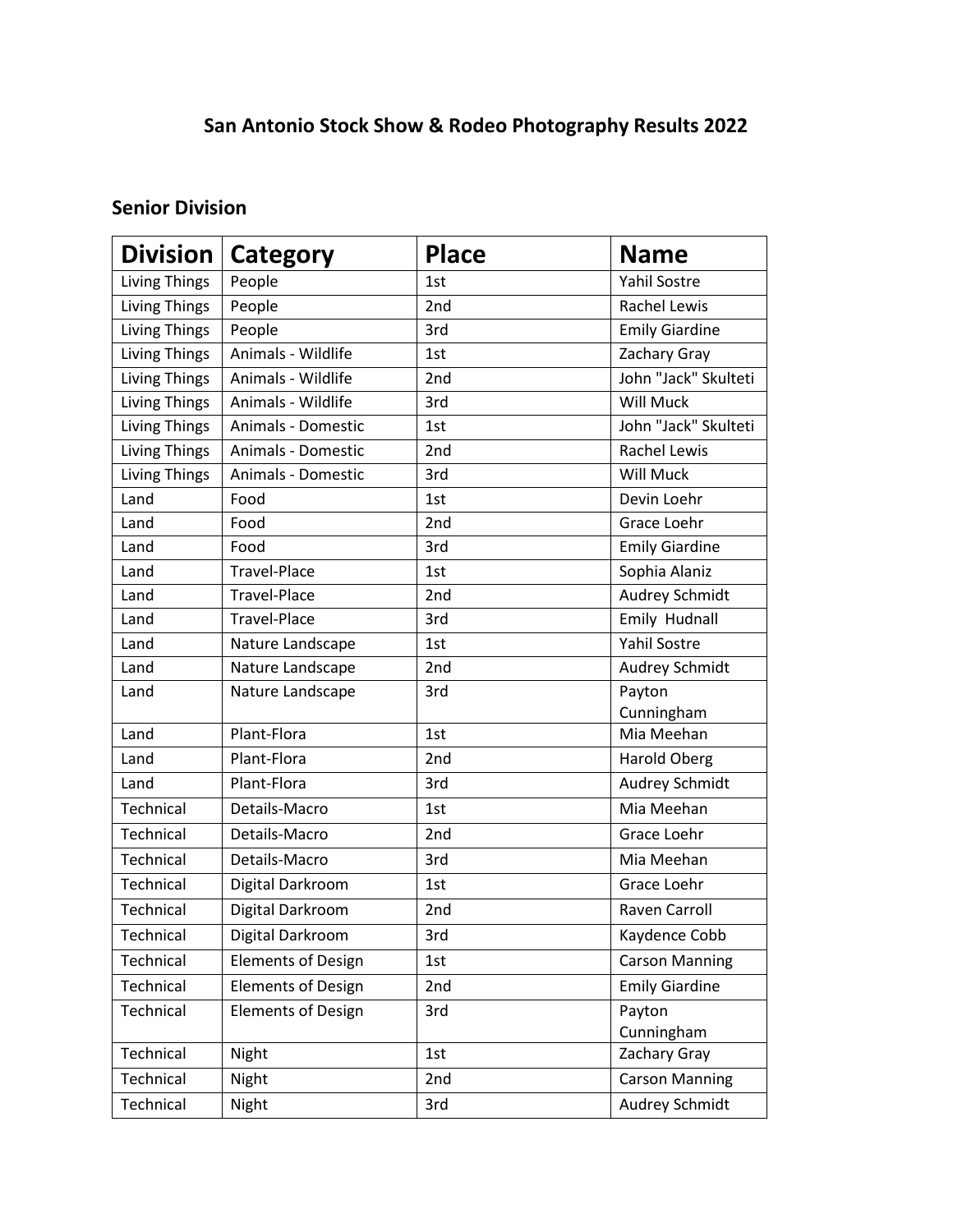# San Antonio Stock Show & Rodeo Photography Results 2022

## Senior Division

| Division | Category | Place | Name |
|---|---|---|---|
| Living Things | People | 1st | Yahil Sostre |
| Living Things | People | 2nd | Rachel Lewis |
| Living Things | People | 3rd | Emily Giardine |
| Living Things | Animals - Wildlife | 1st | Zachary Gray |
| Living Things | Animals - Wildlife | 2nd | John "Jack" Skulteti |
| Living Things | Animals - Wildlife | 3rd | Will Muck |
| Living Things | Animals - Domestic | 1st | John "Jack" Skulteti |
| Living Things | Animals - Domestic | 2nd | Rachel Lewis |
| Living Things | Animals - Domestic | 3rd | Will Muck |
| Land | Food | 1st | Devin Loehr |
| Land | Food | 2nd | Grace Loehr |
| Land | Food | 3rd | Emily Giardine |
| Land | Travel-Place | 1st | Sophia Alaniz |
| Land | Travel-Place | 2nd | Audrey Schmidt |
| Land | Travel-Place | 3rd | Emily Hudnall |
| Land | Nature Landscape | 1st | Yahil Sostre |
| Land | Nature Landscape | 2nd | Audrey Schmidt |
| Land | Nature Landscape | 3rd | Payton Cunningham |
| Land | Plant-Flora | 1st | Mia Meehan |
| Land | Plant-Flora | 2nd | Harold Oberg |
| Land | Plant-Flora | 3rd | Audrey Schmidt |
| Technical | Details-Macro | 1st | Mia Meehan |
| Technical | Details-Macro | 2nd | Grace Loehr |
| Technical | Details-Macro | 3rd | Mia Meehan |
| Technical | Digital Darkroom | 1st | Grace Loehr |
| Technical | Digital Darkroom | 2nd | Raven Carroll |
| Technical | Digital Darkroom | 3rd | Kaydence Cobb |
| Technical | Elements of Design | 1st | Carson Manning |
| Technical | Elements of Design | 2nd | Emily Giardine |
| Technical | Elements of Design | 3rd | Payton Cunningham |
| Technical | Night | 1st | Zachary Gray |
| Technical | Night | 2nd | Carson Manning |
| Technical | Night | 3rd | Audrey Schmidt |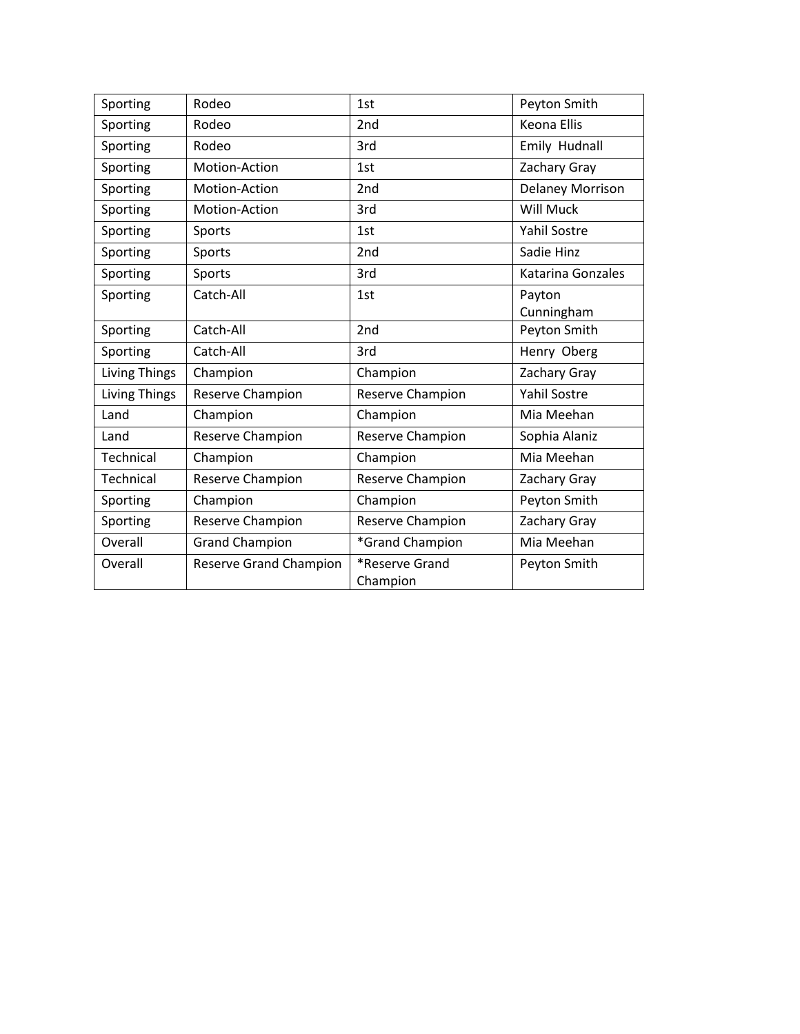| | | | |
|---|---|---|---|
| Sporting | Rodeo | 1st | Peyton Smith |
| Sporting | Rodeo | 2nd | Keona Ellis |
| Sporting | Rodeo | 3rd | Emily  Hudnall |
| Sporting | Motion-Action | 1st | Zachary Gray |
| Sporting | Motion-Action | 2nd | Delaney Morrison |
| Sporting | Motion-Action | 3rd | Will Muck |
| Sporting | Sports | 1st | Yahil Sostre |
| Sporting | Sports | 2nd | Sadie Hinz |
| Sporting | Sports | 3rd | Katarina Gonzales |
| Sporting | Catch-All | 1st | Payton Cunningham |
| Sporting | Catch-All | 2nd | Peyton Smith |
| Sporting | Catch-All | 3rd | Henry  Oberg |
| Living Things | Champion | Champion | Zachary Gray |
| Living Things | Reserve Champion | Reserve Champion | Yahil Sostre |
| Land | Champion | Champion | Mia Meehan |
| Land | Reserve Champion | Reserve Champion | Sophia Alaniz |
| Technical | Champion | Champion | Mia Meehan |
| Technical | Reserve Champion | Reserve Champion | Zachary Gray |
| Sporting | Champion | Champion | Peyton Smith |
| Sporting | Reserve Champion | Reserve Champion | Zachary Gray |
| Overall | Grand Champion | *Grand Champion | Mia Meehan |
| Overall | Reserve Grand Champion | *Reserve Grand Champion | Peyton Smith |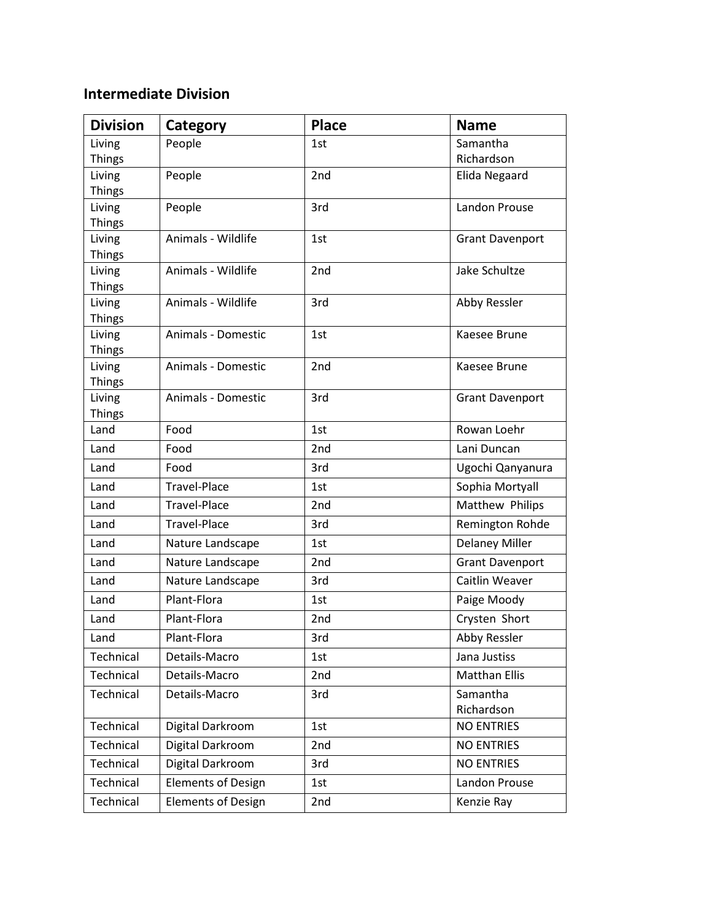## Intermediate Division

| Division | Category | Place | Name |
|---|---|---|---|
| Living Things | People | 1st | Samantha Richardson |
| Living Things | People | 2nd | Elida Negaard |
| Living Things | People | 3rd | Landon Prouse |
| Living Things | Animals - Wildlife | 1st | Grant Davenport |
| Living Things | Animals - Wildlife | 2nd | Jake Schultze |
| Living Things | Animals - Wildlife | 3rd | Abby Ressler |
| Living Things | Animals - Domestic | 1st | Kaesee Brune |
| Living Things | Animals - Domestic | 2nd | Kaesee Brune |
| Living Things | Animals - Domestic | 3rd | Grant Davenport |
| Land | Food | 1st | Rowan Loehr |
| Land | Food | 2nd | Lani Duncan |
| Land | Food | 3rd | Ugochi Qanyanura |
| Land | Travel-Place | 1st | Sophia Mortyall |
| Land | Travel-Place | 2nd | Matthew Philips |
| Land | Travel-Place | 3rd | Remington Rohde |
| Land | Nature Landscape | 1st | Delaney Miller |
| Land | Nature Landscape | 2nd | Grant Davenport |
| Land | Nature Landscape | 3rd | Caitlin Weaver |
| Land | Plant-Flora | 1st | Paige Moody |
| Land | Plant-Flora | 2nd | Crysten Short |
| Land | Plant-Flora | 3rd | Abby Ressler |
| Technical | Details-Macro | 1st | Jana Justiss |
| Technical | Details-Macro | 2nd | Matthan Ellis |
| Technical | Details-Macro | 3rd | Samantha Richardson |
| Technical | Digital Darkroom | 1st | NO ENTRIES |
| Technical | Digital Darkroom | 2nd | NO ENTRIES |
| Technical | Digital Darkroom | 3rd | NO ENTRIES |
| Technical | Elements of Design | 1st | Landon Prouse |
| Technical | Elements of Design | 2nd | Kenzie Ray |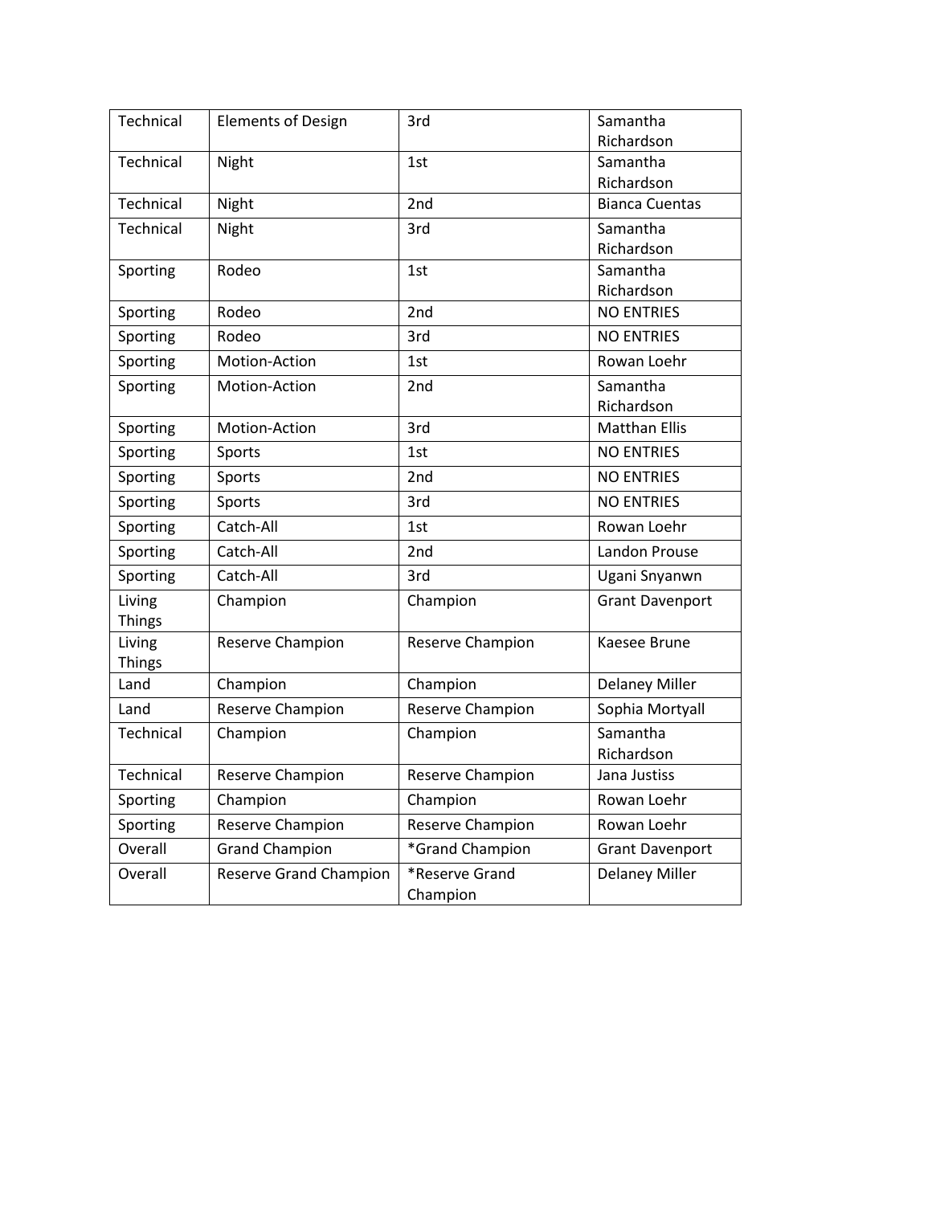| | | | |
|---|---|---|---|
| Technical | Elements of Design | 3rd | Samantha Richardson |
| Technical | Night | 1st | Samantha Richardson |
| Technical | Night | 2nd | Bianca Cuentas |
| Technical | Night | 3rd | Samantha Richardson |
| Sporting | Rodeo | 1st | Samantha Richardson |
| Sporting | Rodeo | 2nd | NO ENTRIES |
| Sporting | Rodeo | 3rd | NO ENTRIES |
| Sporting | Motion-Action | 1st | Rowan Loehr |
| Sporting | Motion-Action | 2nd | Samantha Richardson |
| Sporting | Motion-Action | 3rd | Matthan Ellis |
| Sporting | Sports | 1st | NO ENTRIES |
| Sporting | Sports | 2nd | NO ENTRIES |
| Sporting | Sports | 3rd | NO ENTRIES |
| Sporting | Catch-All | 1st | Rowan Loehr |
| Sporting | Catch-All | 2nd | Landon Prouse |
| Sporting | Catch-All | 3rd | Ugani Snyanwn |
| Living Things | Champion | Champion | Grant Davenport |
| Living Things | Reserve Champion | Reserve Champion | Kaesee Brune |
| Land | Champion | Champion | Delaney Miller |
| Land | Reserve Champion | Reserve Champion | Sophia Mortyall |
| Technical | Champion | Champion | Samantha Richardson |
| Technical | Reserve Champion | Reserve Champion | Jana Justiss |
| Sporting | Champion | Champion | Rowan Loehr |
| Sporting | Reserve Champion | Reserve Champion | Rowan Loehr |
| Overall | Grand Champion | *Grand Champion | Grant Davenport |
| Overall | Reserve Grand Champion | *Reserve Grand Champion | Delaney Miller |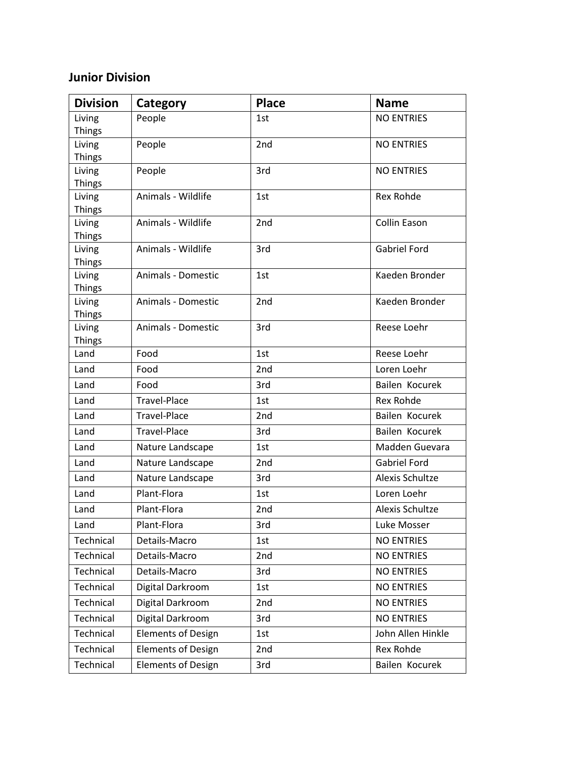## Junior Division

| Division | Category | Place | Name |
|---|---|---|---|
| Living Things | People | 1st | NO ENTRIES |
| Living Things | People | 2nd | NO ENTRIES |
| Living Things | People | 3rd | NO ENTRIES |
| Living Things | Animals - Wildlife | 1st | Rex Rohde |
| Living Things | Animals - Wildlife | 2nd | Collin Eason |
| Living Things | Animals - Wildlife | 3rd | Gabriel Ford |
| Living Things | Animals - Domestic | 1st | Kaeden Bronder |
| Living Things | Animals - Domestic | 2nd | Kaeden Bronder |
| Living Things | Animals - Domestic | 3rd | Reese Loehr |
| Land | Food | 1st | Reese Loehr |
| Land | Food | 2nd | Loren Loehr |
| Land | Food | 3rd | Bailen Kocurek |
| Land | Travel-Place | 1st | Rex Rohde |
| Land | Travel-Place | 2nd | Bailen Kocurek |
| Land | Travel-Place | 3rd | Bailen Kocurek |
| Land | Nature Landscape | 1st | Madden Guevara |
| Land | Nature Landscape | 2nd | Gabriel Ford |
| Land | Nature Landscape | 3rd | Alexis Schultze |
| Land | Plant-Flora | 1st | Loren Loehr |
| Land | Plant-Flora | 2nd | Alexis Schultze |
| Land | Plant-Flora | 3rd | Luke Mosser |
| Technical | Details-Macro | 1st | NO ENTRIES |
| Technical | Details-Macro | 2nd | NO ENTRIES |
| Technical | Details-Macro | 3rd | NO ENTRIES |
| Technical | Digital Darkroom | 1st | NO ENTRIES |
| Technical | Digital Darkroom | 2nd | NO ENTRIES |
| Technical | Digital Darkroom | 3rd | NO ENTRIES |
| Technical | Elements of Design | 1st | John Allen Hinkle |
| Technical | Elements of Design | 2nd | Rex Rohde |
| Technical | Elements of Design | 3rd | Bailen Kocurek |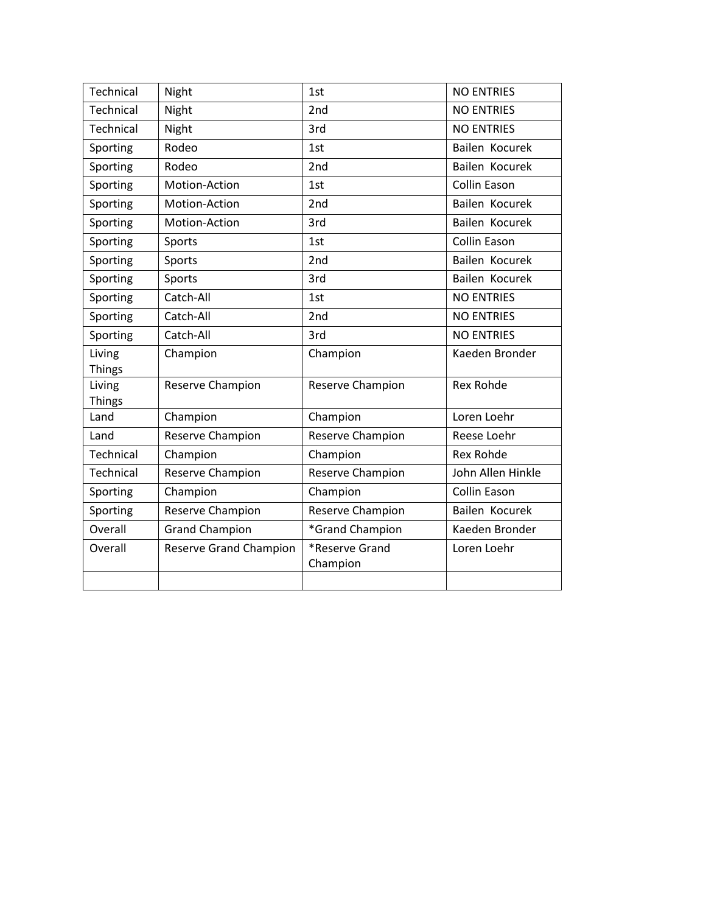| | | | |
|---|---|---|---|
| Technical | Night | 1st | NO ENTRIES |
| Technical | Night | 2nd | NO ENTRIES |
| Technical | Night | 3rd | NO ENTRIES |
| Sporting | Rodeo | 1st | Bailen Kocurek |
| Sporting | Rodeo | 2nd | Bailen Kocurek |
| Sporting | Motion-Action | 1st | Collin Eason |
| Sporting | Motion-Action | 2nd | Bailen Kocurek |
| Sporting | Motion-Action | 3rd | Bailen Kocurek |
| Sporting | Sports | 1st | Collin Eason |
| Sporting | Sports | 2nd | Bailen Kocurek |
| Sporting | Sports | 3rd | Bailen Kocurek |
| Sporting | Catch-All | 1st | NO ENTRIES |
| Sporting | Catch-All | 2nd | NO ENTRIES |
| Sporting | Catch-All | 3rd | NO ENTRIES |
| Living Things | Champion | Champion | Kaeden Bronder |
| Living Things | Reserve Champion | Reserve Champion | Rex Rohde |
| Land | Champion | Champion | Loren Loehr |
| Land | Reserve Champion | Reserve Champion | Reese Loehr |
| Technical | Champion | Champion | Rex Rohde |
| Technical | Reserve Champion | Reserve Champion | John Allen Hinkle |
| Sporting | Champion | Champion | Collin Eason |
| Sporting | Reserve Champion | Reserve Champion | Bailen Kocurek |
| Overall | Grand Champion | *Grand Champion | Kaeden Bronder |
| Overall | Reserve Grand Champion | *Reserve Grand Champion | Loren Loehr |
| | | | |